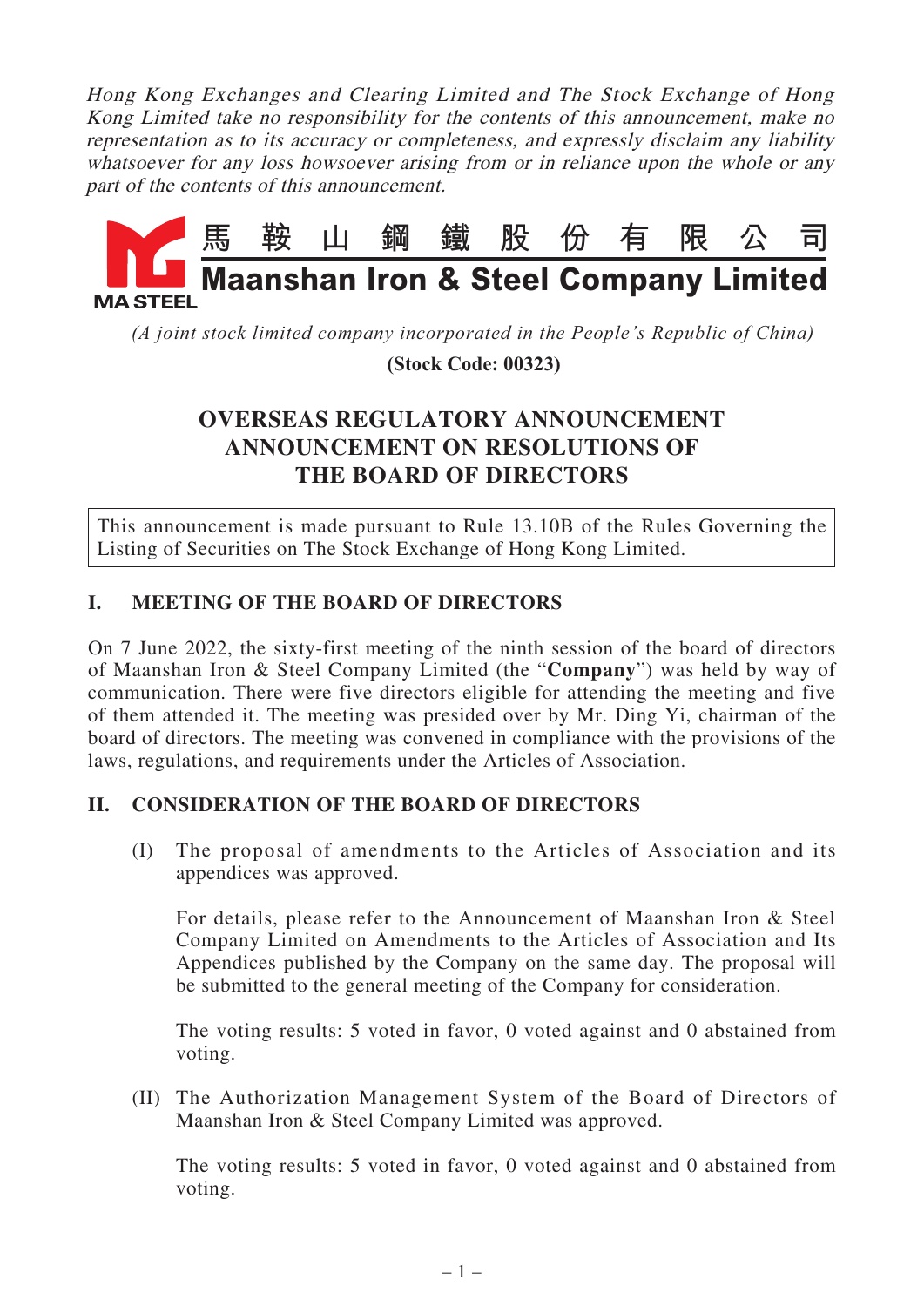*Hong Kong Exchanges and Clearing Limited and The Stock Exchange of Hong Kong Limited take no responsibility for the contents of this announcement, make no representation as to its accuracy or completeness, and expressly disclaim any liability whatsoever for any loss howsoever arising from or in reliance upon the whole or any part of the contents of this announcement.*

馬鞍山鋼鐵股份有限公司

**Maanshan Iron & Steel Company Limited**

MA STEEL

*(A joint stock limited company incorporated in the People's Republic of China)*

**(Stock Code: 00323)**

# OVERSEAS REGULATORY ANNOUNCEMENT ANNOUNCEMENT ON RESOLUTIONS OF THE BOARD OF DIRECTORS

This announcement is made pursuant to Rule 13.10B of the Rules Governing the Listing of Securities on The Stock Exchange of Hong Kong Limited.

## I. MEETING OF THE BOARD OF DIRECTORS

On 7 June 2022, the sixty-first meeting of the ninth session of the board of directors of Maanshan Iron & Steel Company Limited (the "**Company**") was held by way of communication. There were five directors eligible for attending the meeting and five of them attended it. The meeting was presided over by Mr. Ding Yi, chairman of the board of directors. The meeting was convened in compliance with the provisions of the laws, regulations, and requirements under the Articles of Association.

## II. CONSIDERATION OF THE BOARD OF DIRECTORS

(I) The proposal of amendments to the Articles of Association and its appendices was approved.

For details, please refer to the Announcement of Maanshan Iron & Steel Company Limited on Amendments to the Articles of Association and Its Appendices published by the Company on the same day. The proposal will be submitted to the general meeting of the Company for consideration.

The voting results: 5 voted in favor, 0 voted against and 0 abstained from voting.

(II) The Authorization Management System of the Board of Directors of Maanshan Iron & Steel Company Limited was approved.

The voting results: 5 voted in favor, 0 voted against and 0 abstained from voting.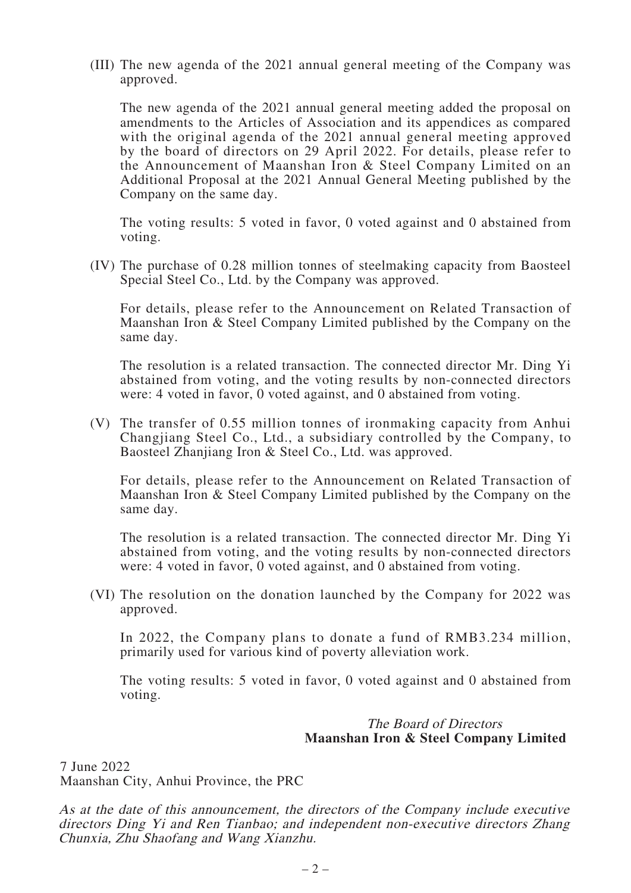(III) The new agenda of the 2021 annual general meeting of the Company was approved.

The new agenda of the 2021 annual general meeting added the proposal on amendments to the Articles of Association and its appendices as compared with the original agenda of the 2021 annual general meeting approved by the board of directors on 29 April 2022. For details, please refer to the Announcement of Maanshan Iron & Steel Company Limited on an Additional Proposal at the 2021 Annual General Meeting published by the Company on the same day.

The voting results: 5 voted in favor, 0 voted against and 0 abstained from voting.

(IV) The purchase of 0.28 million tonnes of steelmaking capacity from Baosteel Special Steel Co., Ltd. by the Company was approved.

For details, please refer to the Announcement on Related Transaction of Maanshan Iron & Steel Company Limited published by the Company on the same day.

The resolution is a related transaction. The connected director Mr. Ding Yi abstained from voting, and the voting results by non-connected directors were: 4 voted in favor, 0 voted against, and 0 abstained from voting.

(V) The transfer of 0.55 million tonnes of ironmaking capacity from Anhui Changjiang Steel Co., Ltd., a subsidiary controlled by the Company, to Baosteel Zhanjiang Iron & Steel Co., Ltd. was approved.

For details, please refer to the Announcement on Related Transaction of Maanshan Iron & Steel Company Limited published by the Company on the same day.

The resolution is a related transaction. The connected director Mr. Ding Yi abstained from voting, and the voting results by non-connected directors were: 4 voted in favor, 0 voted against, and 0 abstained from voting.

(VI) The resolution on the donation launched by the Company for 2022 was approved.

In 2022, the Company plans to donate a fund of RMB3.234 million, primarily used for various kind of poverty alleviation work.

The voting results: 5 voted in favor, 0 voted against and 0 abstained from voting.

*The Board of Directors*
**Maanshan Iron & Steel Company Limited**

7 June 2022
Maanshan City, Anhui Province, the PRC

*As at the date of this announcement, the directors of the Company include executive directors Ding Yi and Ren Tianbao; and independent non-executive directors Zhang Chunxia, Zhu Shaofang and Wang Xianzhu.*